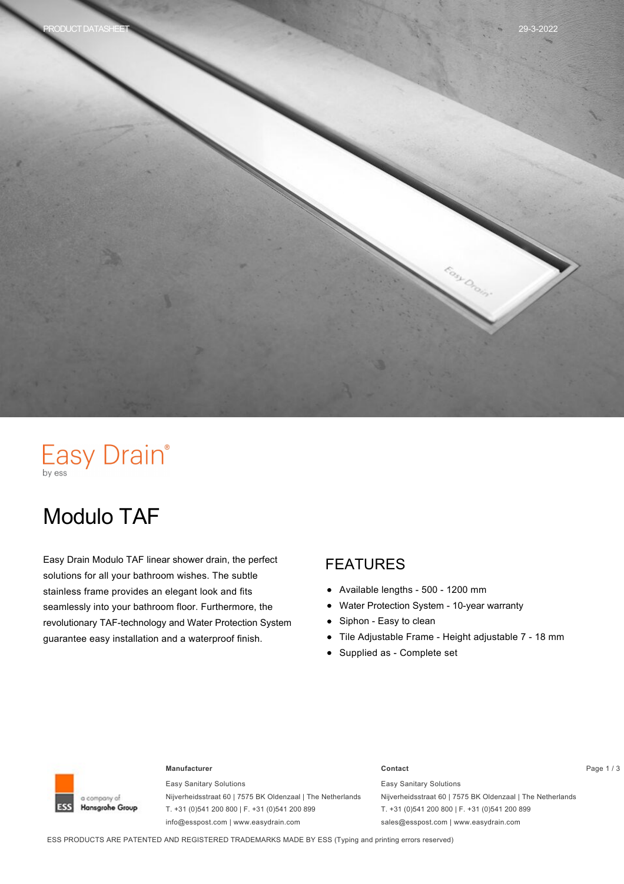PRODUCT DATASHEET

29-3-2022

Easy Drain®
by ess

# Modulo TAF

Easy Drain Modulo TAF linear shower drain, the perfect solutions for all your bathroom wishes. The subtle stainless frame provides an elegant look and fits seamlessly into your bathroom floor. Furthermore, the revolutionary TAF-technology and Water Protection System guarantee easy installation and a waterproof finish.

## FEATURES

- Available lengths - 500 - 1200 mm
- Water Protection System - 10-year warranty
- Siphon - Easy to clean
- Tile Adjustable Frame - Height adjustable 7 - 18 mm
- Supplied as - Complete set

ESS a company of Hansgrohe Group

**Manufacturer**

Easy Sanitary Solutions
Nijverheidsstraat 60 | 7575 BK Oldenzaal | The Netherlands
T. +31 (0)541 200 800 | F. +31 (0)541 200 899
info@esspost.com | www.easydrain.com

**Contact**

Easy Sanitary Solutions
Nijverheidsstraat 60 | 7575 BK Oldenzaal | The Netherlands
T. +31 (0)541 200 800 | F. +31 (0)541 200 899
sales@esspost.com | www.easydrain.com

ESS PRODUCTS ARE PATENTED AND REGISTERED TRADEMARKS MADE BY ESS (Typing and printing errors reserved)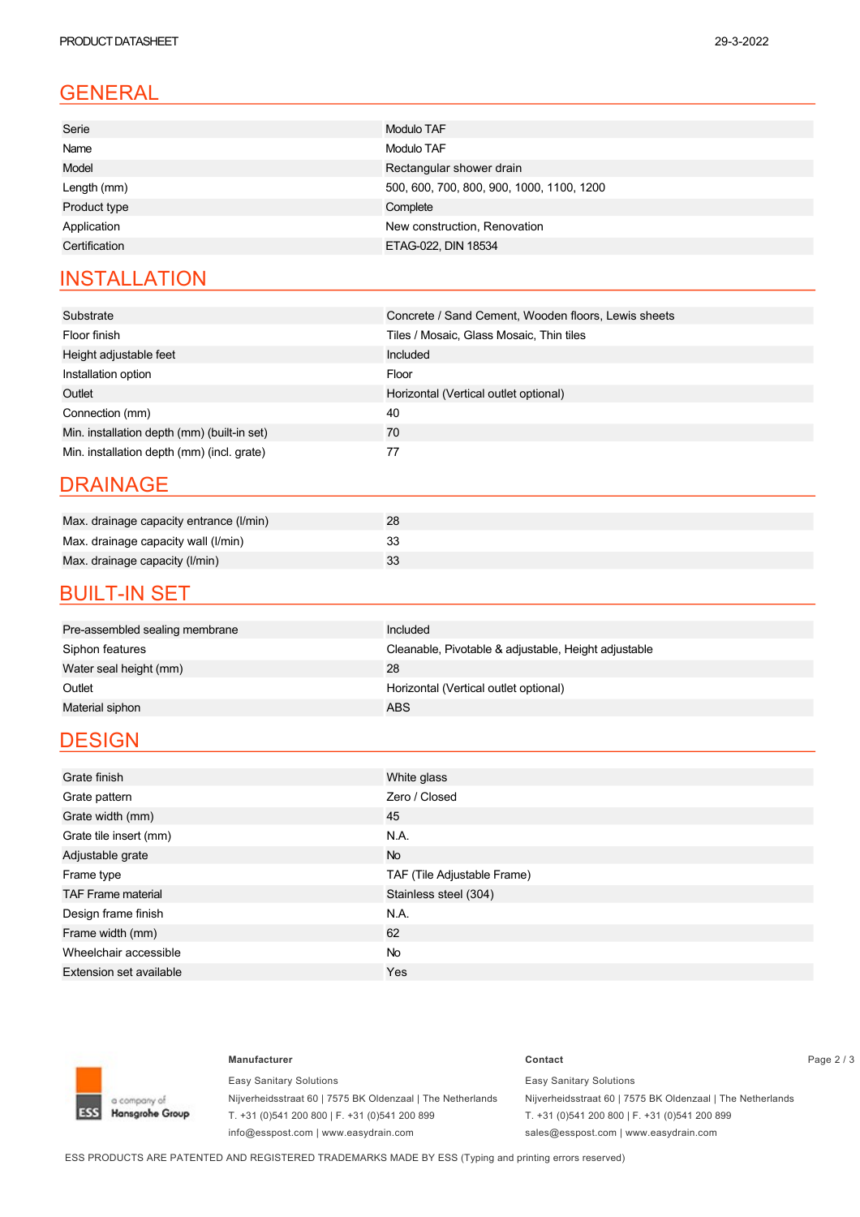## GENERAL

| | |
|---|---|
| Serie | Modulo TAF |
| Name | Modulo TAF |
| Model | Rectangular shower drain |
| Length (mm) | 500, 600, 700, 800, 900, 1000, 1100, 1200 |
| Product type | Complete |
| Application | New construction, Renovation |
| Certification | ETAG-022, DIN 18534 |

## INSTALLATION

| | |
|---|---|
| Substrate | Concrete / Sand Cement, Wooden floors, Lewis sheets |
| Floor finish | Tiles / Mosaic, Glass Mosaic, Thin tiles |
| Height adjustable feet | Included |
| Installation option | Floor |
| Outlet | Horizontal (Vertical outlet optional) |
| Connection (mm) | 40 |
| Min. installation depth (mm) (built-in set) | 70 |
| Min. installation depth (mm) (incl. grate) | 77 |

## DRAINAGE

| | |
|---|---|
| Max. drainage capacity entrance (l/min) | 28 |
| Max. drainage capacity wall (l/min) | 33 |
| Max. drainage capacity (l/min) | 33 |

## BUILT-IN SET

| | |
|---|---|
| Pre-assembled sealing membrane | Included |
| Siphon features | Cleanable, Pivotable & adjustable, Height adjustable |
| Water seal height (mm) | 28 |
| Outlet | Horizontal (Vertical outlet optional) |
| Material siphon | ABS |

## DESIGN

| | |
|---|---|
| Grate finish | White glass |
| Grate pattern | Zero / Closed |
| Grate width (mm) | 45 |
| Grate tile insert (mm) | N.A. |
| Adjustable grate | No |
| Frame type | TAF (Tile Adjustable Frame) |
| TAF Frame material | Stainless steel (304) |
| Design frame finish | N.A. |
| Frame width (mm) | 62 |
| Wheelchair accessible | No |
| Extension set available | Yes |

**Manufacturer**

Easy Sanitary Solutions
Nijverheidsstraat 60 | 7575 BK Oldenzaal | The Netherlands
T. +31 (0)541 200 800 | F. +31 (0)541 200 899
info@esspost.com | www.easydrain.com

**Contact**

Easy Sanitary Solutions
Nijverheidsstraat 60 | 7575 BK Oldenzaal | The Netherlands
T. +31 (0)541 200 800 | F. +31 (0)541 200 899
sales@esspost.com | www.easydrain.com

ESS PRODUCTS ARE PATENTED AND REGISTERED TRADEMARKS MADE BY ESS (Typing and printing errors reserved)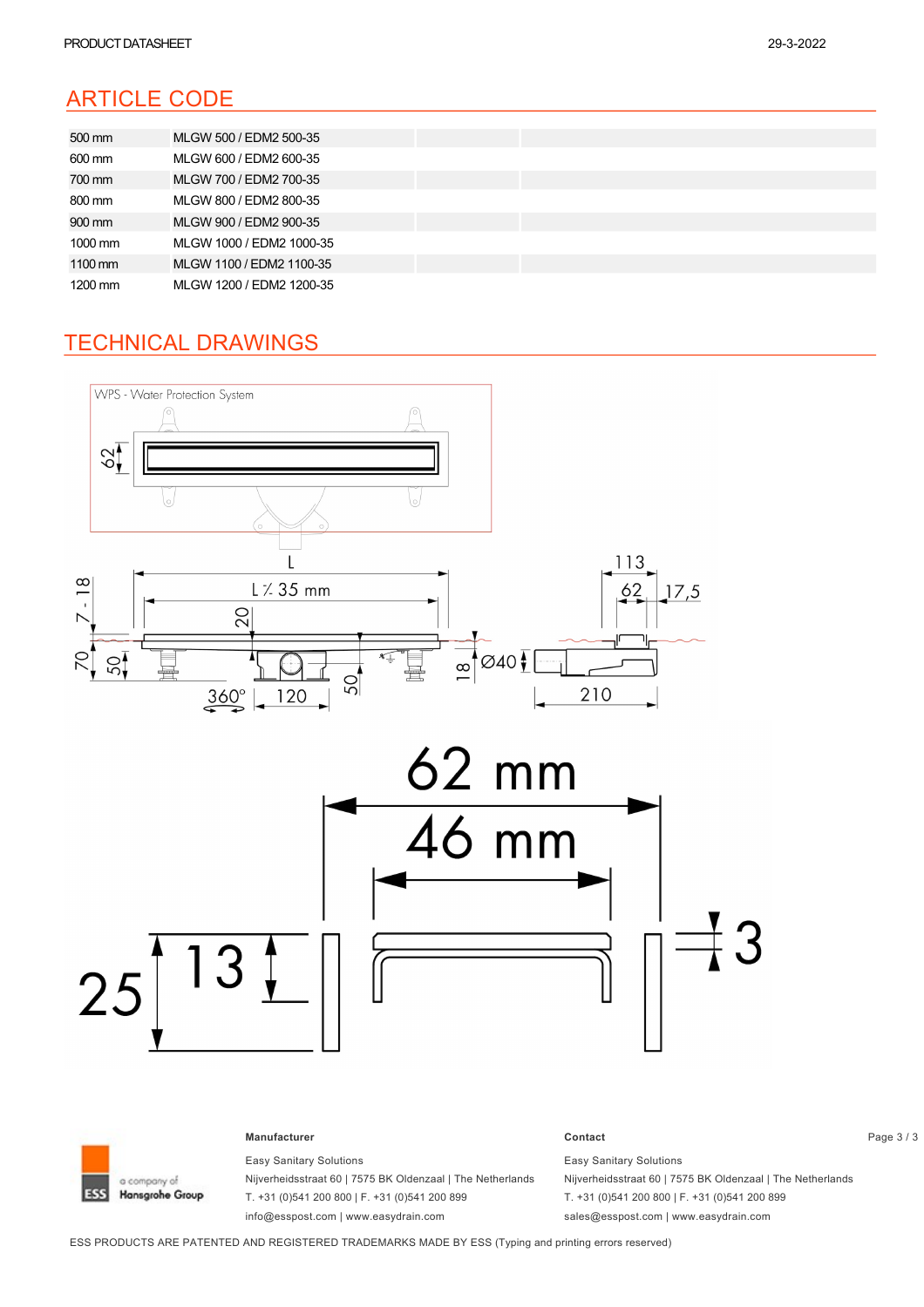## ARTICLE CODE

| | | | |
|---|---|---|---|
| 500 mm | MLGW 500 / EDM2 500-35 | | |
| 600 mm | MLGW 600 / EDM2 600-35 | | |
| 700 mm | MLGW 700 / EDM2 700-35 | | |
| 800 mm | MLGW 800 / EDM2 800-35 | | |
| 900 mm | MLGW 900 / EDM2 900-35 | | |
| 1000 mm | MLGW 1000 / EDM2 1000-35 | | |
| 1100 mm | MLGW 1100 / EDM2 1100-35 | | |
| 1200 mm | MLGW 1200 / EDM2 1200-35 | | |

## TECHNICAL DRAWINGS

WPS - Water Protection System

62

L

L ⁄. 35 mm

7 - 18

20

70

50

360°

120

50

18

Ø40

113

62

17,5

210

62 mm

46 mm

25

13

3

**Manufacturer**

Easy Sanitary Solutions
Nijverheidsstraat 60 | 7575 BK Oldenzaal | The Netherlands
T. +31 (0)541 200 800 | F. +31 (0)541 200 899
info@esspost.com | www.easydrain.com

**Contact**

Easy Sanitary Solutions
Nijverheidsstraat 60 | 7575 BK Oldenzaal | The Netherlands
T. +31 (0)541 200 800 | F. +31 (0)541 200 899
sales@esspost.com | www.easydrain.com

ESS a company of Hansgrohe Group

ESS PRODUCTS ARE PATENTED AND REGISTERED TRADEMARKS MADE BY ESS (Typing and printing errors reserved)